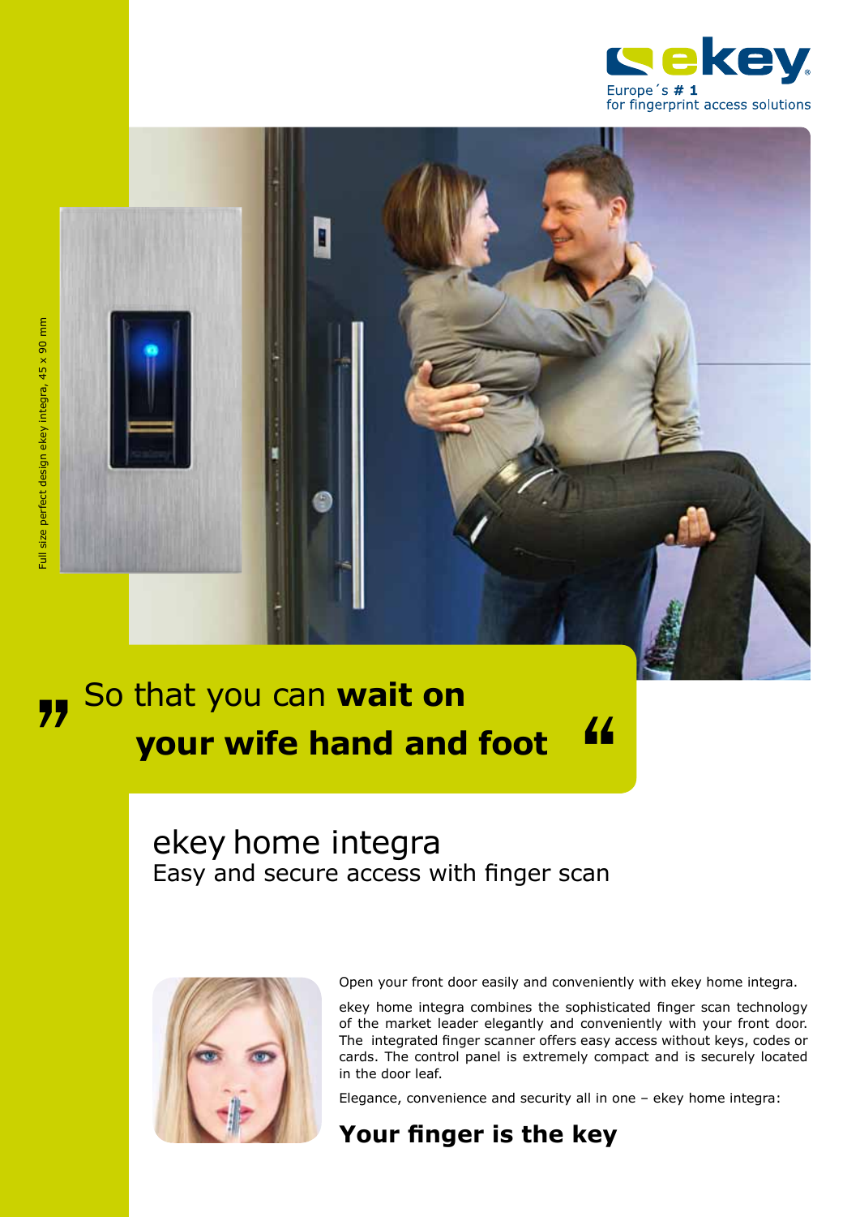ekey

Europe´s **# 1**
for fingerprint access solutions

Full size perfect design ekey integra, 45 x 90 mm

„ So that you can **wait on your wife hand and foot** "

# ekey home integra

## Easy and secure access with finger scan

Open your front door easily and conveniently with ekey home integra.

ekey home integra combines the sophisticated finger scan technology of the market leader elegantly and conveniently with your front door. The integrated finger scanner offers easy access without keys, codes or cards. The control panel is extremely compact and is securely located in the door leaf.

Elegance, convenience and security all in one – ekey home integra:

**Your finger is the key**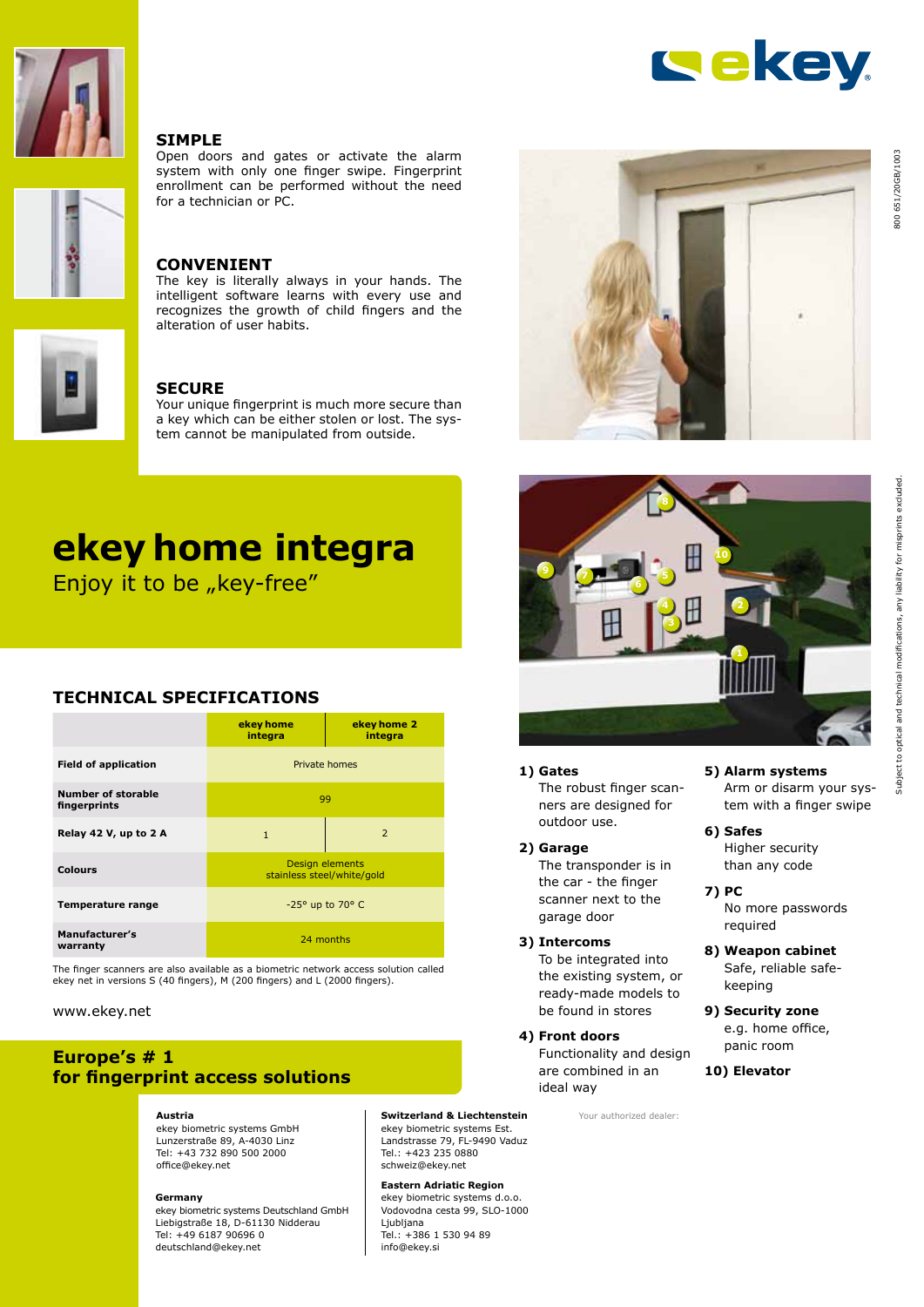## SIMPLE

Open doors and gates or activate the alarm system with only one finger swipe. Fingerprint enrollment can be performed without the need for a technician or PC.

## CONVENIENT

The key is literally always in your hands. The intelligent software learns with every use and recognizes the growth of child fingers and the alteration of user habits.

## SECURE

Your unique fingerprint is much more secure than a key which can be either stolen or lost. The system cannot be manipulated from outside.

# ekey home integra

Enjoy it to be „key-free"

## TECHNICAL SPECIFICATIONS

| | ekey home integra | ekey home 2 integra |
|---|---|---|
| **Field of application** | Private homes | |
| **Number of storable fingerprints** | 99 | |
| **Relay 42 V, up to 2 A** | 1 | 2 |
| **Colours** | Design elements stainless steel/white/gold | |
| **Temperature range** | -25° up to 70° C | |
| **Manufacturer's warranty** | 24 months | |

The finger scanners are also available as a biometric network access solution called ekey net in versions S (40 fingers), M (200 fingers) and L (2000 fingers).

www.ekey.net

## Europe's # 1 for fingerprint access solutions

**1) Gates**
The robust finger scanners are designed for outdoor use.

**2) Garage**
The transponder is in the car - the finger scanner next to the garage door

**3) Intercoms**
To be integrated into the existing system, or ready-made models to be found in stores

**4) Front doors**
Functionality and design are combined in an ideal way

**5) Alarm systems**
Arm or disarm your system with a finger swipe

**6) Safes**
Higher security than any code

**7) PC**
No more passwords required

**8) Weapon cabinet**
Safe, reliable safekeeping

**9) Security zone**
e.g. home office, panic room

**10) Elevator**

**Austria**
ekey biometric systems GmbH
Lunzerstraße 89, A-4030 Linz
Tel: +43 732 890 500 2000
office@ekey.net

**Germany**
ekey biometric systems Deutschland GmbH
Liebigstraße 18, D-61130 Nidderau
Tel: +49 6187 90696 0
deutschland@ekey.net

**Switzerland & Liechtenstein**
ekey biometric systems Est.
Landstrasse 79, FL-9490 Vaduz
Tel.: +423 235 0880
schweiz@ekey.net

**Eastern Adriatic Region**
ekey biometric systems d.o.o.
Vodovodna cesta 99, SLO-1000 Ljubljana
Tel.: +386 1 530 94 89
info@ekey.si

Your authorized dealer:

800 651/20GB/1003

Subject to optical and technical modifications, any liability for misprints excluded.